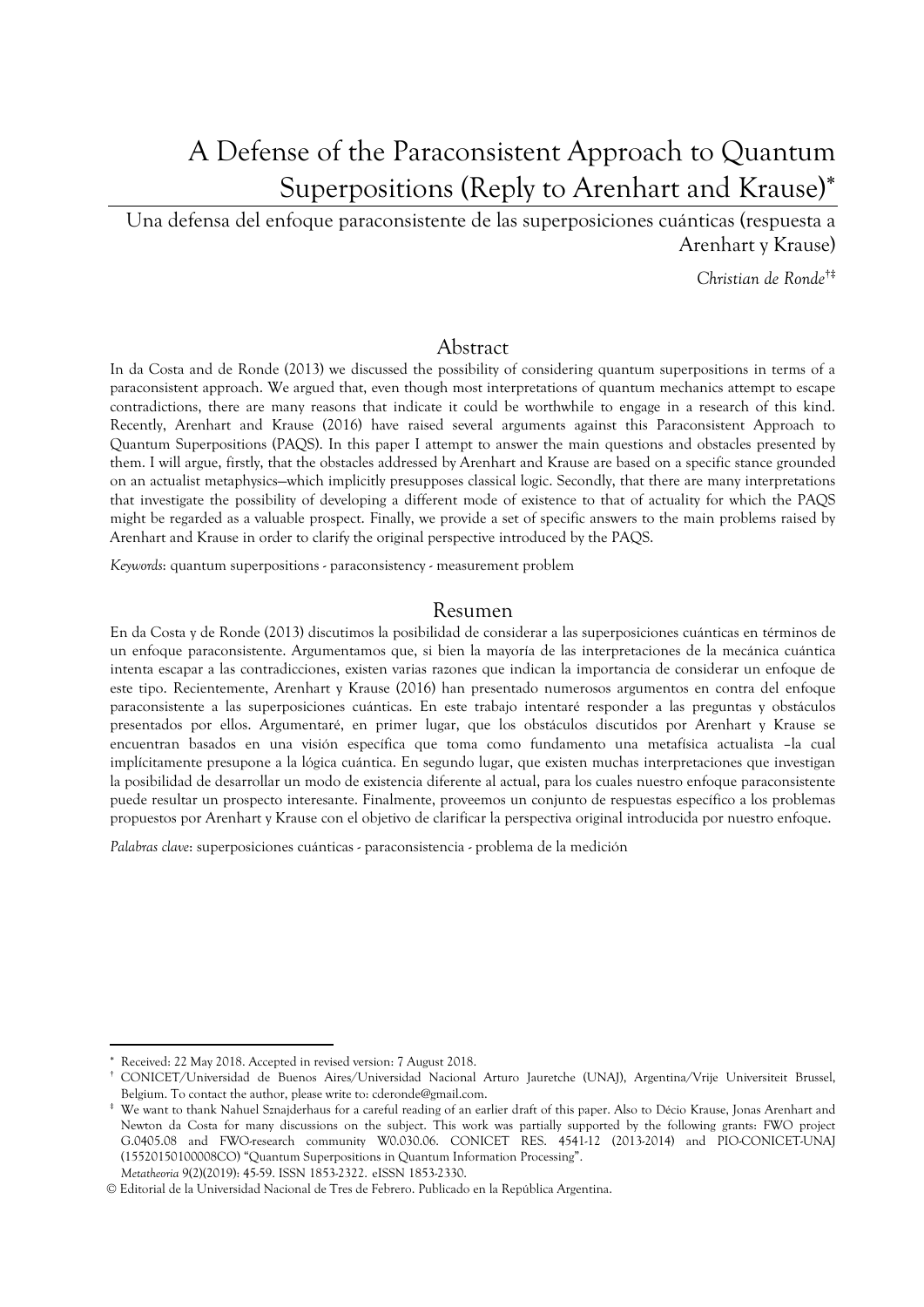# A Defense of the Paraconsistent Approach to Quantum Superpositions (Reply to Arenhart and Krause)[*]

Una defensa del enfoque paraconsistente de las superposiciones cuánticas (respuesta a Arenhart y Krause)

*Christian de Ronde*[†‡]

## Abstract

In da Costa and de Ronde (2013) we discussed the possibility of considering quantum superpositions in terms of a paraconsistent approach. We argued that, even though most interpretations of quantum mechanics attempt to escape contradictions, there are many reasons that indicate it could be worthwhile to engage in a research of this kind. Recently, Arenhart and Krause (2016) have raised several arguments against this Paraconsistent Approach to Quantum Superpositions (PAQS). In this paper I attempt to answer the main questions and obstacles presented by them. I will argue, firstly, that the obstacles addressed by Arenhart and Krause are based on a specific stance grounded on an actualist metaphysics—which implicitly presupposes classical logic. Secondly, that there are many interpretations that investigate the possibility of developing a different mode of existence to that of actuality for which the PAQS might be regarded as a valuable prospect. Finally, we provide a set of specific answers to the main problems raised by Arenhart and Krause in order to clarify the original perspective introduced by the PAQS.

*Keywords*: quantum superpositions - paraconsistency - measurement problem

## Resumen

En da Costa y de Ronde (2013) discutimos la posibilidad de considerar a las superposiciones cuánticas en términos de un enfoque paraconsistente. Argumentamos que, si bien la mayoría de las interpretaciones de la mecánica cuántica intenta escapar a las contradicciones, existen varias razones que indican la importancia de considerar un enfoque de este tipo. Recientemente, Arenhart y Krause (2016) han presentado numerosos argumentos en contra del enfoque paraconsistente a las superposiciones cuánticas. En este trabajo intentaré responder a las preguntas y obstáculos presentados por ellos. Argumentaré, en primer lugar, que los obstáculos discutidos por Arenhart y Krause se encuentran basados en una visión específica que toma como fundamento una metafísica actualista –la cual implícitamente presupone a la lógica cuántica. En segundo lugar, que existen muchas interpretaciones que investigan la posibilidad de desarrollar un modo de existencia diferente al actual, para los cuales nuestro enfoque paraconsistente puede resultar un prospecto interesante. Finalmente, proveemos un conjunto de respuestas específico a los problemas propuestos por Arenhart y Krause con el objetivo de clarificar la perspectiva original introducida por nuestro enfoque.

*Palabras clave*: superposiciones cuánticas - paraconsistencia - problema de la medición

---

[*] Received: 22 May 2018. Accepted in revised version: 7 August 2018.

[†] CONICET/Universidad de Buenos Aires/Universidad Nacional Arturo Jauretche (UNAJ), Argentina/Vrije Universiteit Brussel, Belgium. To contact the author, please write to: cderonde@gmail.com.

[‡] We want to thank Nahuel Sznajderhaus for a careful reading of an earlier draft of this paper. Also to Décio Krause, Jonas Arenhart and Newton da Costa for many discussions on the subject. This work was partially supported by the following grants: FWO project G.0405.08 and FWO-research community W0.030.06. CONICET RES. 4541-12 (2013-2014) and PIO-CONICET-UNAJ (15520150100008CO) "Quantum Superpositions in Quantum Information Processing".

*Metatheoria* 9(2)(2019): 45-59. ISSN 1853-2322. eISSN 1853-2330.

© Editorial de la Universidad Nacional de Tres de Febrero. Publicado en la República Argentina.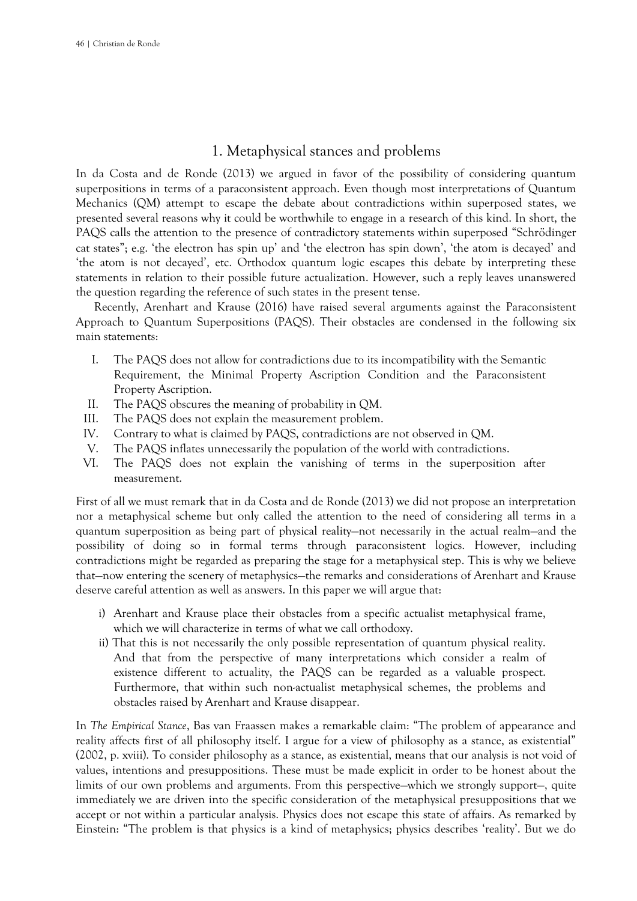## 1. Metaphysical stances and problems

In da Costa and de Ronde (2013) we argued in favor of the possibility of considering quantum superpositions in terms of a paraconsistent approach. Even though most interpretations of Quantum Mechanics (QM) attempt to escape the debate about contradictions within superposed states, we presented several reasons why it could be worthwhile to engage in a research of this kind. In short, the PAQS calls the attention to the presence of contradictory statements within superposed "Schrödinger cat states"; e.g. 'the electron has spin up' and 'the electron has spin down', 'the atom is decayed' and 'the atom is not decayed', etc. Orthodox quantum logic escapes this debate by interpreting these statements in relation to their possible future actualization. However, such a reply leaves unanswered the question regarding the reference of such states in the present tense.

Recently, Arenhart and Krause (2016) have raised several arguments against the Paraconsistent Approach to Quantum Superpositions (PAQS). Their obstacles are condensed in the following six main statements:

I. The PAQS does not allow for contradictions due to its incompatibility with the Semantic Requirement, the Minimal Property Ascription Condition and the Paraconsistent Property Ascription.
II. The PAQS obscures the meaning of probability in QM.
III. The PAQS does not explain the measurement problem.
IV. Contrary to what is claimed by PAQS, contradictions are not observed in QM.
V. The PAQS inflates unnecessarily the population of the world with contradictions.
VI. The PAQS does not explain the vanishing of terms in the superposition after measurement.

First of all we must remark that in da Costa and de Ronde (2013) we did not propose an interpretation nor a metaphysical scheme but only called the attention to the need of considering all terms in a quantum superposition as being part of physical reality—not necessarily in the actual realm—and the possibility of doing so in formal terms through paraconsistent logics. However, including contradictions might be regarded as preparing the stage for a metaphysical step. This is why we believe that—now entering the scenery of metaphysics—the remarks and considerations of Arenhart and Krause deserve careful attention as well as answers. In this paper we will argue that:

i) Arenhart and Krause place their obstacles from a specific actualist metaphysical frame, which we will characterize in terms of what we call orthodoxy.
ii) That this is not necessarily the only possible representation of quantum physical reality. And that from the perspective of many interpretations which consider a realm of existence different to actuality, the PAQS can be regarded as a valuable prospect. Furthermore, that within such non-actualist metaphysical schemes, the problems and obstacles raised by Arenhart and Krause disappear.

In *The Empirical Stance*, Bas van Fraassen makes a remarkable claim: "The problem of appearance and reality affects first of all philosophy itself. I argue for a view of philosophy as a stance, as existential" (2002, p. xviii). To consider philosophy as a stance, as existential, means that our analysis is not void of values, intentions and presuppositions. These must be made explicit in order to be honest about the limits of our own problems and arguments. From this perspective—which we strongly support—, quite immediately we are driven into the specific consideration of the metaphysical presuppositions that we accept or not within a particular analysis. Physics does not escape this state of affairs. As remarked by Einstein: "The problem is that physics is a kind of metaphysics; physics describes 'reality'. But we do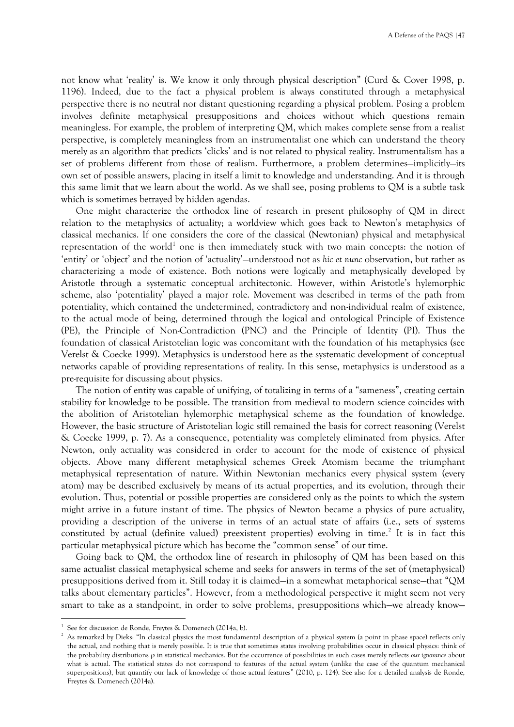not know what 'reality' is. We know it only through physical description" (Curd & Cover 1998, p. 1196). Indeed, due to the fact a physical problem is always constituted through a metaphysical perspective there is no neutral nor distant questioning regarding a physical problem. Posing a problem involves definite metaphysical presuppositions and choices without which questions remain meaningless. For example, the problem of interpreting QM, which makes complete sense from a realist perspective, is completely meaningless from an instrumentalist one which can understand the theory merely as an algorithm that predicts 'clicks' and is not related to physical reality. Instrumentalism has a set of problems different from those of realism. Furthermore, a problem determines—implicitly—its own set of possible answers, placing in itself a limit to knowledge and understanding. And it is through this same limit that we learn about the world. As we shall see, posing problems to QM is a subtle task which is sometimes betrayed by hidden agendas.

One might characterize the orthodox line of research in present philosophy of QM in direct relation to the metaphysics of actuality; a worldview which goes back to Newton's metaphysics of classical mechanics. If one considers the core of the classical (Newtonian) physical and metaphysical representation of the world[1] one is then immediately stuck with two main concepts: the notion of 'entity' or 'object' and the notion of 'actuality'—understood not as *hic et nunc* observation, but rather as characterizing a mode of existence. Both notions were logically and metaphysically developed by Aristotle through a systematic conceptual architectonic. However, within Aristotle's hylemorphic scheme, also 'potentiality' played a major role. Movement was described in terms of the path from potentiality, which contained the undetermined, contradictory and non-individual realm of existence, to the actual mode of being, determined through the logical and ontological Principle of Existence (PE), the Principle of Non-Contradiction (PNC) and the Principle of Identity (PI). Thus the foundation of classical Aristotelian logic was concomitant with the foundation of his metaphysics (see Verelst & Coecke 1999). Metaphysics is understood here as the systematic development of conceptual networks capable of providing representations of reality. In this sense, metaphysics is understood as a pre-requisite for discussing about physics.

The notion of entity was capable of unifying, of totalizing in terms of a "sameness", creating certain stability for knowledge to be possible. The transition from medieval to modern science coincides with the abolition of Aristotelian hylemorphic metaphysical scheme as the foundation of knowledge. However, the basic structure of Aristotelian logic still remained the basis for correct reasoning (Verelst & Coecke 1999, p. 7). As a consequence, potentiality was completely eliminated from physics. After Newton, only actuality was considered in order to account for the mode of existence of physical objects. Above many different metaphysical schemes Greek Atomism became the triumphant metaphysical representation of nature. Within Newtonian mechanics every physical system (every atom) may be described exclusively by means of its actual properties, and its evolution, through their evolution. Thus, potential or possible properties are considered only as the points to which the system might arrive in a future instant of time. The physics of Newton became a physics of pure actuality, providing a description of the universe in terms of an actual state of affairs (i.e., sets of systems constituted by actual (definite valued) preexistent properties) evolving in time.[2] It is in fact this particular metaphysical picture which has become the "common sense" of our time.

Going back to QM, the orthodox line of research in philosophy of QM has been based on this same actualist classical metaphysical scheme and seeks for answers in terms of the set of (metaphysical) presuppositions derived from it. Still today it is claimed—in a somewhat metaphorical sense—that "QM talks about elementary particles". However, from a methodological perspective it might seem not very smart to take as a standpoint, in order to solve problems, presuppositions which—we already know—

[1] See for discussion de Ronde, Freytes & Domenech (2014a, b).

[2] As remarked by Dieks: "In classical physics the most fundamental description of a physical system (a point in phase space) reflects only the actual, and nothing that is merely possible. It is true that sometimes states involving probabilities occur in classical physics: think of the probability distributions $\rho$ in statistical mechanics. But the occurrence of possibilities in such cases merely reflects *our ignorance* about what is actual. The statistical states do not correspond to features of the actual system (unlike the case of the quantum mechanical superpositions), but quantify our lack of knowledge of those actual features" (2010, p. 124). See also for a detailed analysis de Ronde, Freytes & Domenech (2014a).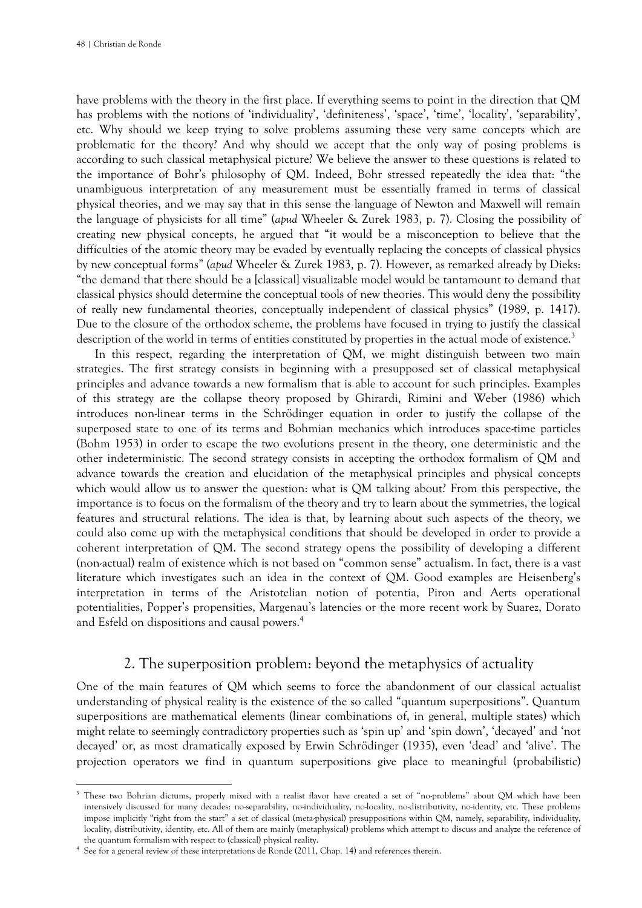have problems with the theory in the first place. If everything seems to point in the direction that QM has problems with the notions of 'individuality', 'definiteness', 'space', 'time', 'locality', 'separability', etc. Why should we keep trying to solve problems assuming these very same concepts which are problematic for the theory? And why should we accept that the only way of posing problems is according to such classical metaphysical picture? We believe the answer to these questions is related to the importance of Bohr's philosophy of QM. Indeed, Bohr stressed repeatedly the idea that: "the unambiguous interpretation of any measurement must be essentially framed in terms of classical physical theories, and we may say that in this sense the language of Newton and Maxwell will remain the language of physicists for all time" (*apud* Wheeler & Zurek 1983, p. 7). Closing the possibility of creating new physical concepts, he argued that "it would be a misconception to believe that the difficulties of the atomic theory may be evaded by eventually replacing the concepts of classical physics by new conceptual forms" (*apud* Wheeler & Zurek 1983, p. 7). However, as remarked already by Dieks: "the demand that there should be a [classical] visualizable model would be tantamount to demand that classical physics should determine the conceptual tools of new theories. This would deny the possibility of really new fundamental theories, conceptually independent of classical physics" (1989, p. 1417). Due to the closure of the orthodox scheme, the problems have focused in trying to justify the classical description of the world in terms of entities constituted by properties in the actual mode of existence.[3]

In this respect, regarding the interpretation of QM, we might distinguish between two main strategies. The first strategy consists in beginning with a presupposed set of classical metaphysical principles and advance towards a new formalism that is able to account for such principles. Examples of this strategy are the collapse theory proposed by Ghirardi, Rimini and Weber (1986) which introduces non-linear terms in the Schrödinger equation in order to justify the collapse of the superposed state to one of its terms and Bohmian mechanics which introduces space-time particles (Bohm 1953) in order to escape the two evolutions present in the theory, one deterministic and the other indeterministic. The second strategy consists in accepting the orthodox formalism of QM and advance towards the creation and elucidation of the metaphysical principles and physical concepts which would allow us to answer the question: what is QM talking about? From this perspective, the importance is to focus on the formalism of the theory and try to learn about the symmetries, the logical features and structural relations. The idea is that, by learning about such aspects of the theory, we could also come up with the metaphysical conditions that should be developed in order to provide a coherent interpretation of QM. The second strategy opens the possibility of developing a different (non-actual) realm of existence which is not based on "common sense" actualism. In fact, there is a vast literature which investigates such an idea in the context of QM. Good examples are Heisenberg's interpretation in terms of the Aristotelian notion of potentia, Piron and Aerts operational potentialities, Popper's propensities, Margenau's latencies or the more recent work by Suarez, Dorato and Esfeld on dispositions and causal powers.[4]

## 2. The superposition problem: beyond the metaphysics of actuality

One of the main features of QM which seems to force the abandonment of our classical actualist understanding of physical reality is the existence of the so called "quantum superpositions". Quantum superpositions are mathematical elements (linear combinations of, in general, multiple states) which might relate to seemingly contradictory properties such as 'spin up' and 'spin down', 'decayed' and 'not decayed' or, as most dramatically exposed by Erwin Schrödinger (1935), even 'dead' and 'alive'. The projection operators we find in quantum superpositions give place to meaningful (probabilistic)

---

[3] These two Bohrian dictums, properly mixed with a realist flavor have created a set of "no-problems" about QM which have been intensively discussed for many decades: no-separability, no-individuality, no-locality, no-distributivity, no-identity, etc. These problems impose implicitly "right from the start" a set of classical (meta-physical) presuppositions within QM, namely, separability, individuality, locality, distributivity, identity, etc. All of them are mainly (metaphysical) problems which attempt to discuss and analyze the reference of the quantum formalism with respect to (classical) physical reality.

[4] See for a general review of these interpretations de Ronde (2011, Chap. 14) and references therein.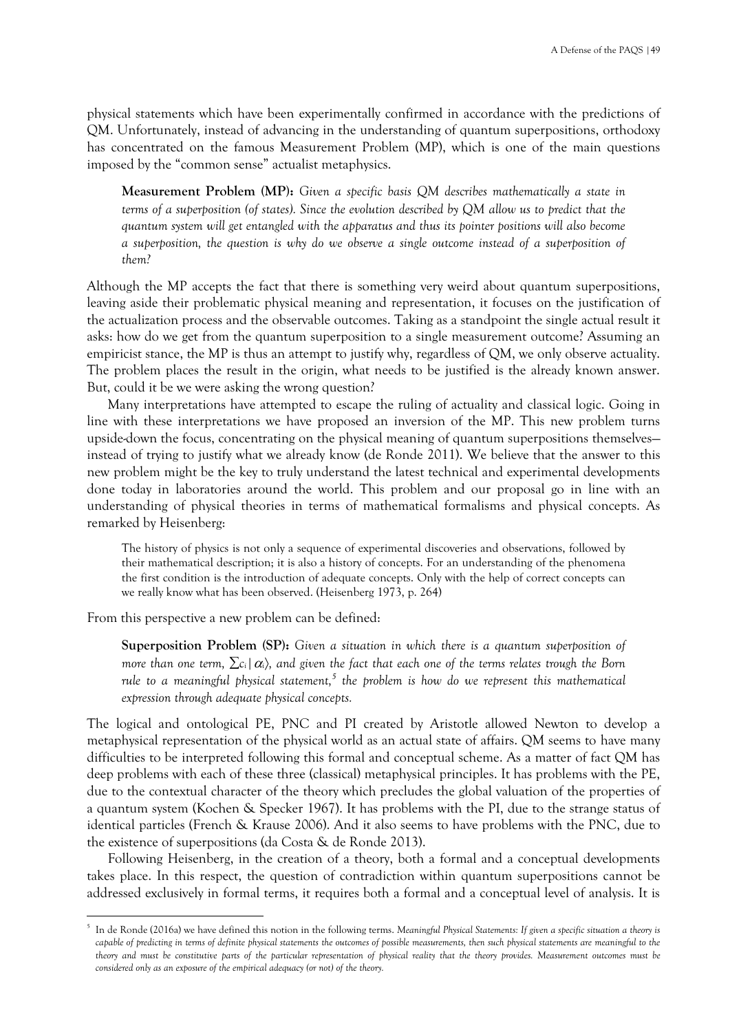physical statements which have been experimentally confirmed in accordance with the predictions of QM. Unfortunately, instead of advancing in the understanding of quantum superpositions, orthodoxy has concentrated on the famous Measurement Problem (MP), which is one of the main questions imposed by the "common sense" actualist metaphysics.

> **Measurement Problem (MP):** *Given a specific basis QM describes mathematically a state in terms of a superposition (of states). Since the evolution described by QM allow us to predict that the quantum system will get entangled with the apparatus and thus its pointer positions will also become a superposition, the question is why do we observe a single outcome instead of a superposition of them?*

Although the MP accepts the fact that there is something very weird about quantum superpositions, leaving aside their problematic physical meaning and representation, it focuses on the justification of the actualization process and the observable outcomes. Taking as a standpoint the single actual result it asks: how do we get from the quantum superposition to a single measurement outcome? Assuming an empiricist stance, the MP is thus an attempt to justify why, regardless of QM, we only observe actuality. The problem places the result in the origin, what needs to be justified is the already known answer. But, could it be we were asking the wrong question?

Many interpretations have attempted to escape the ruling of actuality and classical logic. Going in line with these interpretations we have proposed an inversion of the MP. This new problem turns upside-down the focus, concentrating on the physical meaning of quantum superpositions themselves—instead of trying to justify what we already know (de Ronde 2011). We believe that the answer to this new problem might be the key to truly understand the latest technical and experimental developments done today in laboratories around the world. This problem and our proposal go in line with an understanding of physical theories in terms of mathematical formalisms and physical concepts. As remarked by Heisenberg:

> The history of physics is not only a sequence of experimental discoveries and observations, followed by their mathematical description; it is also a history of concepts. For an understanding of the phenomena the first condition is the introduction of adequate concepts. Only with the help of correct concepts can we really know what has been observed. (Heisenberg 1973, p. 264)

From this perspective a new problem can be defined:

> **Superposition Problem (SP):** *Given a situation in which there is a quantum superposition of more than one term, $\sum c_i |\alpha_i\rangle$, and given the fact that each one of the terms relates trough the Born rule to a meaningful physical statement,[5] the problem is how do we represent this mathematical expression through adequate physical concepts.*

The logical and ontological PE, PNC and PI created by Aristotle allowed Newton to develop a metaphysical representation of the physical world as an actual state of affairs. QM seems to have many difficulties to be interpreted following this formal and conceptual scheme. As a matter of fact QM has deep problems with each of these three (classical) metaphysical principles. It has problems with the PE, due to the contextual character of the theory which precludes the global valuation of the properties of a quantum system (Kochen & Specker 1967). It has problems with the PI, due to the strange status of identical particles (French & Krause 2006). And it also seems to have problems with the PNC, due to the existence of superpositions (da Costa & de Ronde 2013).

Following Heisenberg, in the creation of a theory, both a formal and a conceptual developments takes place. In this respect, the question of contradiction within quantum superpositions cannot be addressed exclusively in formal terms, it requires both a formal and a conceptual level of analysis. It is

---

[5] In de Ronde (2016a) we have defined this notion in the following terms. *Meaningful Physical Statements: If given a specific situation a theory is capable of predicting in terms of definite physical statements the outcomes of possible measurements, then such physical statements are meaningful to the theory and must be constitutive parts of the particular representation of physical reality that the theory provides. Measurement outcomes must be considered only as an exposure of the empirical adequacy (or not) of the theory.*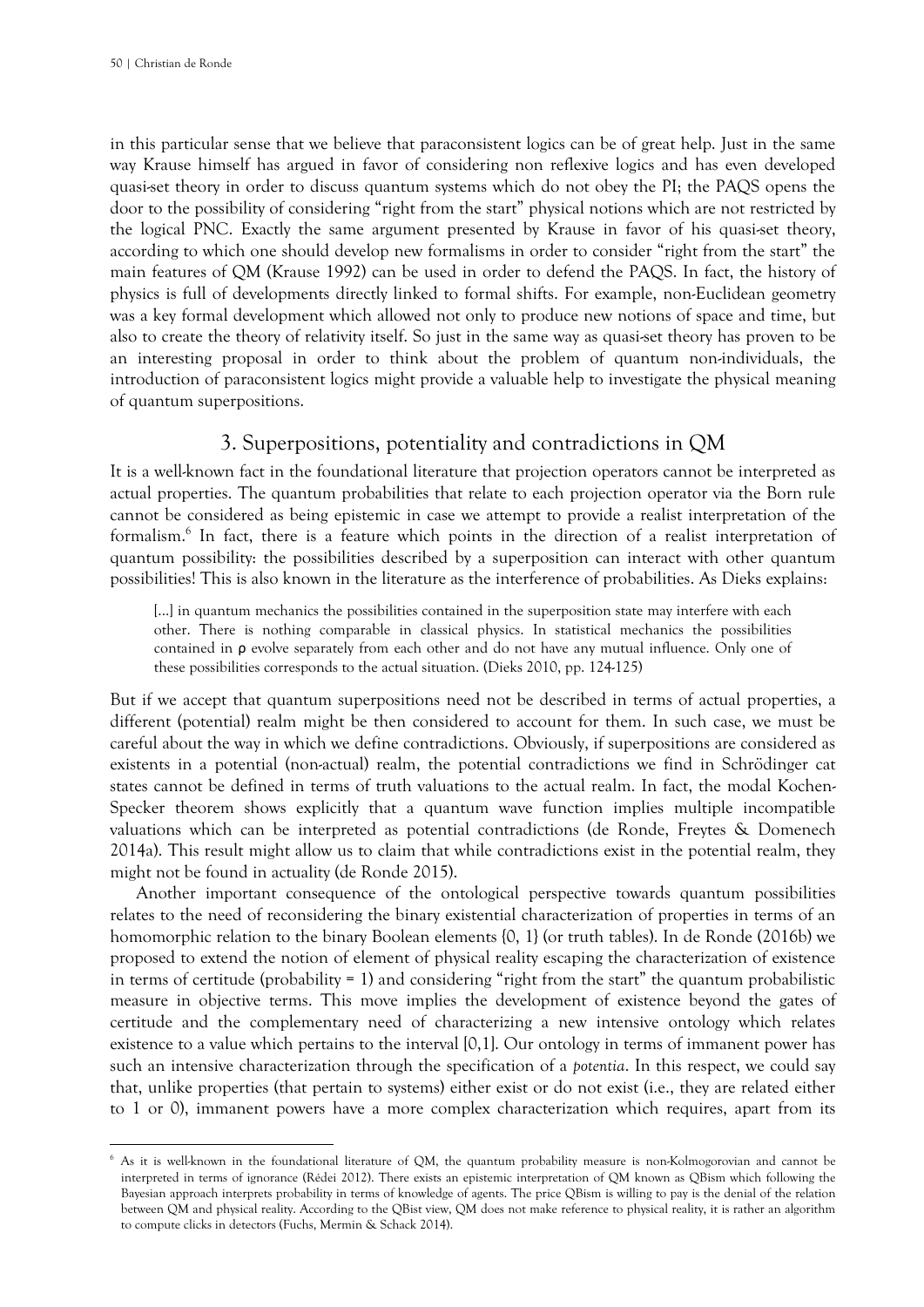in this particular sense that we believe that paraconsistent logics can be of great help. Just in the same way Krause himself has argued in favor of considering non reflexive logics and has even developed quasi-set theory in order to discuss quantum systems which do not obey the PI; the PAQS opens the door to the possibility of considering "right from the start" physical notions which are not restricted by the logical PNC. Exactly the same argument presented by Krause in favor of his quasi-set theory, according to which one should develop new formalisms in order to consider "right from the start" the main features of QM (Krause 1992) can be used in order to defend the PAQS. In fact, the history of physics is full of developments directly linked to formal shifts. For example, non-Euclidean geometry was a key formal development which allowed not only to produce new notions of space and time, but also to create the theory of relativity itself. So just in the same way as quasi-set theory has proven to be an interesting proposal in order to think about the problem of quantum non-individuals, the introduction of paraconsistent logics might provide a valuable help to investigate the physical meaning of quantum superpositions.

## 3. Superpositions, potentiality and contradictions in QM

It is a well-known fact in the foundational literature that projection operators cannot be interpreted as actual properties. The quantum probabilities that relate to each projection operator via the Born rule cannot be considered as being epistemic in case we attempt to provide a realist interpretation of the formalism.[6] In fact, there is a feature which points in the direction of a realist interpretation of quantum possibility: the possibilities described by a superposition can interact with other quantum possibilities! This is also known in the literature as the interference of probabilities. As Dieks explains:

> [...] in quantum mechanics the possibilities contained in the superposition state may interfere with each other. There is nothing comparable in classical physics. In statistical mechanics the possibilities contained in $\rho$ evolve separately from each other and do not have any mutual influence. Only one of these possibilities corresponds to the actual situation. (Dieks 2010, pp. 124-125)

But if we accept that quantum superpositions need not be described in terms of actual properties, a different (potential) realm might be then considered to account for them. In such case, we must be careful about the way in which we define contradictions. Obviously, if superpositions are considered as existents in a potential (non-actual) realm, the potential contradictions we find in Schrödinger cat states cannot be defined in terms of truth valuations to the actual realm. In fact, the modal Kochen-Specker theorem shows explicitly that a quantum wave function implies multiple incompatible valuations which can be interpreted as potential contradictions (de Ronde, Freytes & Domenech 2014a). This result might allow us to claim that while contradictions exist in the potential realm, they might not be found in actuality (de Ronde 2015).

Another important consequence of the ontological perspective towards quantum possibilities relates to the need of reconsidering the binary existential characterization of properties in terms of an homomorphic relation to the binary Boolean elements {0, 1} (or truth tables). In de Ronde (2016b) we proposed to extend the notion of element of physical reality escaping the characterization of existence in terms of certitude (probability = 1) and considering "right from the start" the quantum probabilistic measure in objective terms. This move implies the development of existence beyond the gates of certitude and the complementary need of characterizing a new intensive ontology which relates existence to a value which pertains to the interval [0,1]. Our ontology in terms of immanent power has such an intensive characterization through the specification of a *potentia*. In this respect, we could say that, unlike properties (that pertain to systems) either exist or do not exist (i.e., they are related either to 1 or 0), immanent powers have a more complex characterization which requires, apart from its

---

[6] As it is well-known in the foundational literature of QM, the quantum probability measure is non-Kolmogorovian and cannot be interpreted in terms of ignorance (Rédei 2012). There exists an epistemic interpretation of QM known as QBism which following the Bayesian approach interprets probability in terms of knowledge of agents. The price QBism is willing to pay is the denial of the relation between QM and physical reality. According to the QBist view, QM does not make reference to physical reality, it is rather an algorithm to compute clicks in detectors (Fuchs, Mermin & Schack 2014).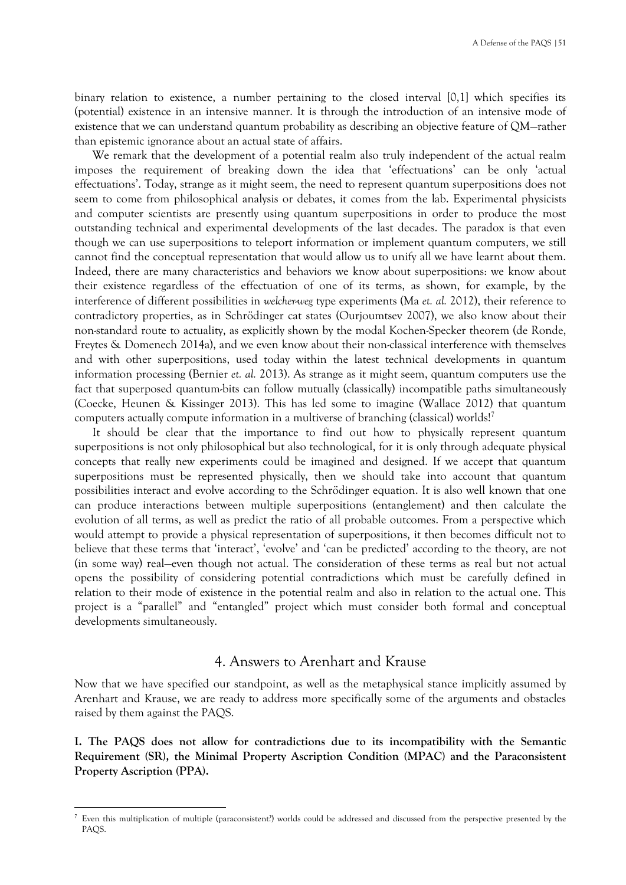binary relation to existence, a number pertaining to the closed interval [0,1] which specifies its (potential) existence in an intensive manner. It is through the introduction of an intensive mode of existence that we can understand quantum probability as describing an objective feature of QM—rather than epistemic ignorance about an actual state of affairs.

We remark that the development of a potential realm also truly independent of the actual realm imposes the requirement of breaking down the idea that 'effectuations' can be only 'actual effectuations'. Today, strange as it might seem, the need to represent quantum superpositions does not seem to come from philosophical analysis or debates, it comes from the lab. Experimental physicists and computer scientists are presently using quantum superpositions in order to produce the most outstanding technical and experimental developments of the last decades. The paradox is that even though we can use superpositions to teleport information or implement quantum computers, we still cannot find the conceptual representation that would allow us to unify all we have learnt about them. Indeed, there are many characteristics and behaviors we know about superpositions: we know about their existence regardless of the effectuation of one of its terms, as shown, for example, by the interference of different possibilities in *welcher-weg* type experiments (Ma *et. al.* 2012), their reference to contradictory properties, as in Schrödinger cat states (Ourjoumtsev 2007), we also know about their non-standard route to actuality, as explicitly shown by the modal Kochen-Specker theorem (de Ronde, Freytes & Domenech 2014a), and we even know about their non-classical interference with themselves and with other superpositions, used today within the latest technical developments in quantum information processing (Bernier *et. al.* 2013). As strange as it might seem, quantum computers use the fact that superposed quantum-bits can follow mutually (classically) incompatible paths simultaneously (Coecke, Heunen & Kissinger 2013). This has led some to imagine (Wallace 2012) that quantum computers actually compute information in a multiverse of branching (classical) worlds![7]

It should be clear that the importance to find out how to physically represent quantum superpositions is not only philosophical but also technological, for it is only through adequate physical concepts that really new experiments could be imagined and designed. If we accept that quantum superpositions must be represented physically, then we should take into account that quantum possibilities interact and evolve according to the Schrödinger equation. It is also well known that one can produce interactions between multiple superpositions (entanglement) and then calculate the evolution of all terms, as well as predict the ratio of all probable outcomes. From a perspective which would attempt to provide a physical representation of superpositions, it then becomes difficult not to believe that these terms that 'interact', 'evolve' and 'can be predicted' according to the theory, are not (in some way) real—even though not actual. The consideration of these terms as real but not actual opens the possibility of considering potential contradictions which must be carefully defined in relation to their mode of existence in the potential realm and also in relation to the actual one. This project is a "parallel" and "entangled" project which must consider both formal and conceptual developments simultaneously.

## 4. Answers to Arenhart and Krause

Now that we have specified our standpoint, as well as the metaphysical stance implicitly assumed by Arenhart and Krause, we are ready to address more specifically some of the arguments and obstacles raised by them against the PAQS.

**I. The PAQS does not allow for contradictions due to its incompatibility with the Semantic Requirement (SR), the Minimal Property Ascription Condition (MPAC) and the Paraconsistent Property Ascription (PPA).**

---

[7] Even this multiplication of multiple (paraconsistent?) worlds could be addressed and discussed from the perspective presented by the PAQS.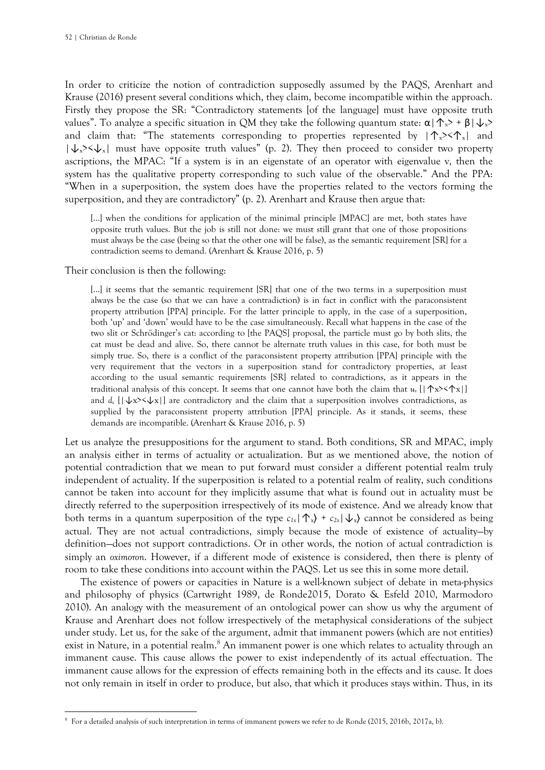In order to criticize the notion of contradiction supposedly assumed by the PAQS, Arenhart and Krause (2016) present several conditions which, they claim, become incompatible within the approach. Firstly they propose the SR: "Contradictory statements [of the language] must have opposite truth values". To analyze a specific situation in QM they take the following quantum state: $\alpha|\uparrow_x\rangle + \beta|\downarrow_x\rangle$ and claim that: "The statements corresponding to properties represented by $|\uparrow_x\rangle\langle\uparrow_x|$ and $|\downarrow_x\rangle\langle\downarrow_x|$ must have opposite truth values" (p. 2). They then proceed to consider two property ascriptions, the MPAC: "If a system is in an eigenstate of an operator with eigenvalue v, then the system has the qualitative property corresponding to such value of the observable." And the PPA: "When in a superposition, the system does have the properties related to the vectors forming the superposition, and they are contradictory" (p. 2). Arenhart and Krause then argue that:

> [...] when the conditions for application of the minimal principle [MPAC] are met, both states have opposite truth values. But the job is still not done: we must still grant that one of those propositions must always be the case (being so that the other one will be false), as the semantic requirement [SR] for a contradiction seems to demand. (Arenhart & Krause 2016, p. 5)

Their conclusion is then the following:

> [...] it seems that the semantic requirement [SR] that one of the two terms in a superposition must always be the case (so that we can have a contradiction) is in fact in conflict with the paraconsistent property attribution [PPA] principle. For the latter principle to apply, in the case of a superposition, both 'up' and 'down' would have to be the case simultaneously. Recall what happens in the case of the two slit or Schrödinger's cat: according to [the PAQS] proposal, the particle must go by both slits, the cat must be dead and alive. So, there cannot be alternate truth values in this case, for both must be simply true. So, there is a conflict of the paraconsistent property attribution [PPA] principle with the very requirement that the vectors in a superposition stand for contradictory properties, at least according to the usual semantic requirements [SR] related to contradictions, as it appears in the traditional analysis of this concept. It seems that one cannot have both the claim that $u_x$ $[|\uparrow x\rangle\langle\uparrow x|]$ and $d_x$ $[|\downarrow x\rangle\langle\downarrow x|]$ are contradictory and the claim that a superposition involves contradictions, as supplied by the paraconsistent property attribution [PPA] principle. As it stands, it seems, these demands are incompatible. (Arenhart & Krause 2016, p. 5)

Let us analyze the presuppositions for the argument to stand. Both conditions, SR and MPAC, imply an analysis either in terms of actuality or actualization. But as we mentioned above, the notion of potential contradiction that we mean to put forward must consider a different potential realm truly independent of actuality. If the superposition is related to a potential realm of reality, such conditions cannot be taken into account for they implicitly assume that what is found out in actuality must be directly referred to the superposition irrespectively of its mode of existence. And we already know that both terms in a quantum superposition of the type $c_{1x}|\uparrow_x\rangle + c_{2x}|\downarrow_x\rangle$ cannot be considered as being actual. They are not actual contradictions, simply because the mode of existence of actuality—by definition—does not support contradictions. Or in other words, the notion of actual contradiction is simply an *oximoron*. However, if a different mode of existence is considered, then there is plenty of room to take these conditions into account within the PAQS. Let us see this in some more detail.

The existence of powers or capacities in Nature is a well-known subject of debate in meta-physics and philosophy of physics (Cartwright 1989, de Ronde2015, Dorato & Esfeld 2010, Marmodoro 2010). An analogy with the measurement of an ontological power can show us why the argument of Krause and Arenhart does not follow irrespectively of the metaphysical considerations of the subject under study. Let us, for the sake of the argument, admit that immanent powers (which are not entities) exist in Nature, in a potential realm.[8] An immanent power is one which relates to actuality through an immanent cause. This cause allows the power to exist independently of its actual effectuation. The immanent cause allows for the expression of effects remaining both in the effects and its cause. It does not only remain in itself in order to produce, but also, that which it produces stays within. Thus, in its

[8] For a detailed analysis of such interpretation in terms of immanent powers we refer to de Ronde (2015, 2016b, 2017a, b).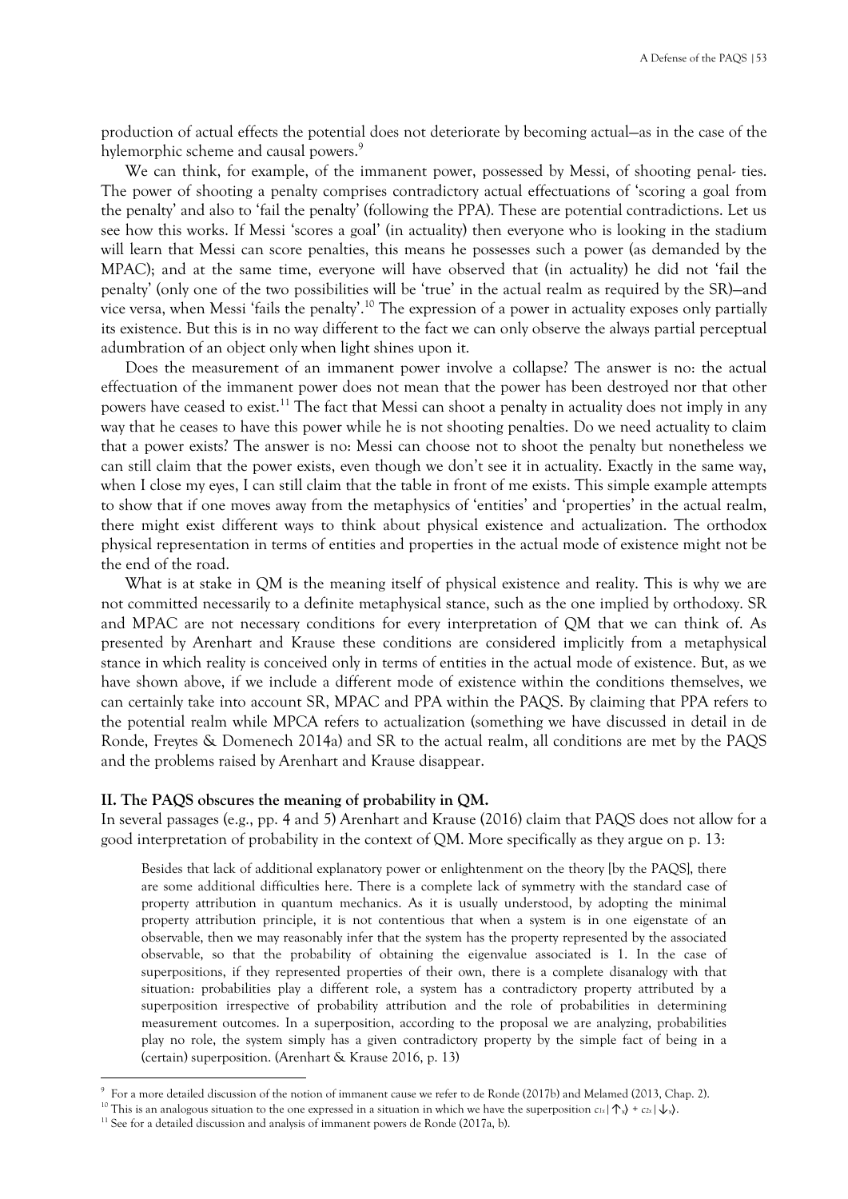production of actual effects the potential does not deteriorate by becoming actual—as in the case of the hylemorphic scheme and causal powers.[9]

We can think, for example, of the immanent power, possessed by Messi, of shooting penal- ties. The power of shooting a penalty comprises contradictory actual effectuations of 'scoring a goal from the penalty' and also to 'fail the penalty' (following the PPA). These are potential contradictions. Let us see how this works. If Messi 'scores a goal' (in actuality) then everyone who is looking in the stadium will learn that Messi can score penalties, this means he possesses such a power (as demanded by the MPAC); and at the same time, everyone will have observed that (in actuality) he did not 'fail the penalty' (only one of the two possibilities will be 'true' in the actual realm as required by the SR)—and vice versa, when Messi 'fails the penalty'.[10] The expression of a power in actuality exposes only partially its existence. But this is in no way different to the fact we can only observe the always partial perceptual adumbration of an object only when light shines upon it.

Does the measurement of an immanent power involve a collapse? The answer is no: the actual effectuation of the immanent power does not mean that the power has been destroyed nor that other powers have ceased to exist.[11] The fact that Messi can shoot a penalty in actuality does not imply in any way that he ceases to have this power while he is not shooting penalties. Do we need actuality to claim that a power exists? The answer is no: Messi can choose not to shoot the penalty but nonetheless we can still claim that the power exists, even though we don't see it in actuality. Exactly in the same way, when I close my eyes, I can still claim that the table in front of me exists. This simple example attempts to show that if one moves away from the metaphysics of 'entities' and 'properties' in the actual realm, there might exist different ways to think about physical existence and actualization. The orthodox physical representation in terms of entities and properties in the actual mode of existence might not be the end of the road.

What is at stake in QM is the meaning itself of physical existence and reality. This is why we are not committed necessarily to a definite metaphysical stance, such as the one implied by orthodoxy. SR and MPAC are not necessary conditions for every interpretation of QM that we can think of. As presented by Arenhart and Krause these conditions are considered implicitly from a metaphysical stance in which reality is conceived only in terms of entities in the actual mode of existence. But, as we have shown above, if we include a different mode of existence within the conditions themselves, we can certainly take into account SR, MPAC and PPA within the PAQS. By claiming that PPA refers to the potential realm while MPCA refers to actualization (something we have discussed in detail in de Ronde, Freytes & Domenech 2014a) and SR to the actual realm, all conditions are met by the PAQS and the problems raised by Arenhart and Krause disappear.

**II. The PAQS obscures the meaning of probability in QM.**

In several passages (e.g., pp. 4 and 5) Arenhart and Krause (2016) claim that PAQS does not allow for a good interpretation of probability in the context of QM. More specifically as they argue on p. 13:

> Besides that lack of additional explanatory power or enlightenment on the theory [by the PAQS], there are some additional difficulties here. There is a complete lack of symmetry with the standard case of property attribution in quantum mechanics. As it is usually understood, by adopting the minimal property attribution principle, it is not contentious that when a system is in one eigenstate of an observable, then we may reasonably infer that the system has the property represented by the associated observable, so that the probability of obtaining the eigenvalue associated is 1. In the case of superpositions, if they represented properties of their own, there is a complete disanalogy with that situation: probabilities play a different role, a system has a contradictory property attributed by a superposition irrespective of probability attribution and the role of probabilities in determining measurement outcomes. In a superposition, according to the proposal we are analyzing, probabilities play no role, the system simply has a given contradictory property by the simple fact of being in a (certain) superposition. (Arenhart & Krause 2016, p. 13)

---

[9] For a more detailed discussion of the notion of immanent cause we refer to de Ronde (2017b) and Melamed (2013, Chap. 2).

[10] This is an analogous situation to the one expressed in a situation in which we have the superposition $c_{1x}|\uparrow_x\rangle + c_{2x}|\downarrow_x\rangle$.

[11] See for a detailed discussion and analysis of immanent powers de Ronde (2017a, b).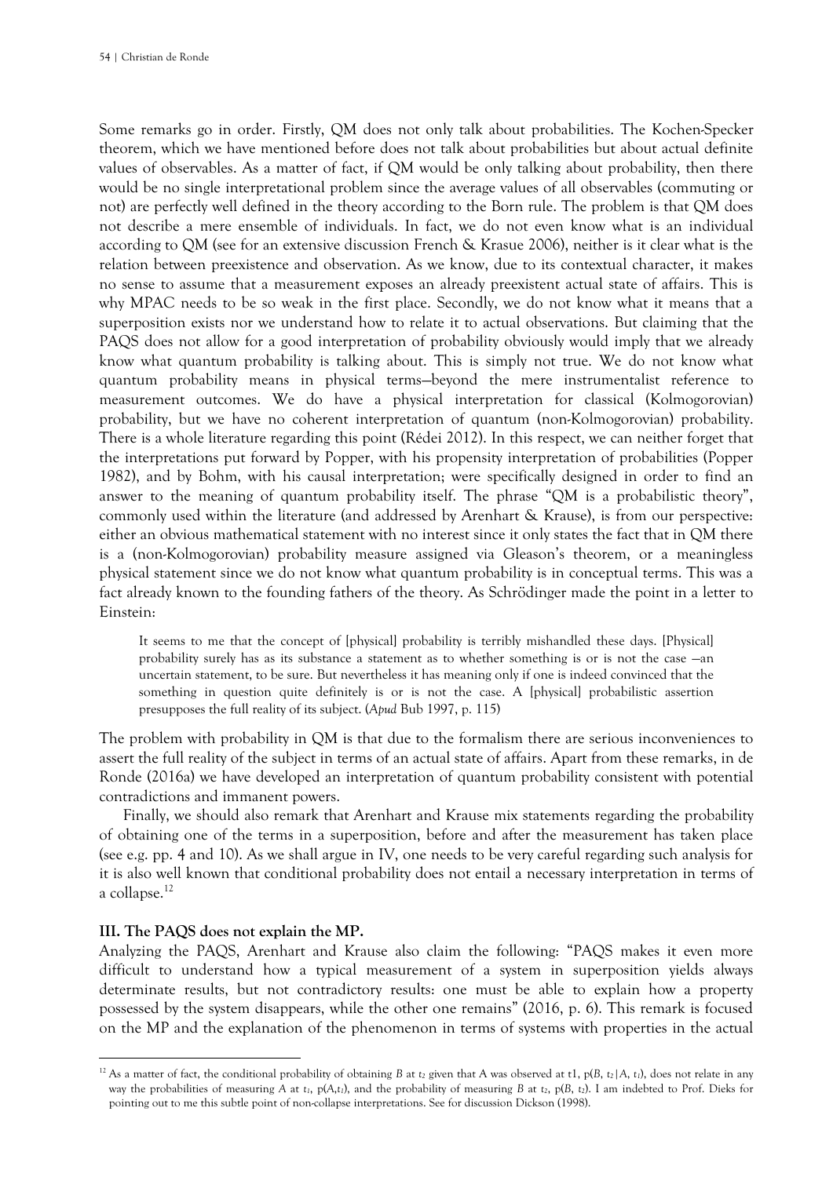Some remarks go in order. Firstly, QM does not only talk about probabilities. The Kochen-Specker theorem, which we have mentioned before does not talk about probabilities but about actual definite values of observables. As a matter of fact, if QM would be only talking about probability, then there would be no single interpretational problem since the average values of all observables (commuting or not) are perfectly well defined in the theory according to the Born rule. The problem is that QM does not describe a mere ensemble of individuals. In fact, we do not even know what is an individual according to QM (see for an extensive discussion French & Krasue 2006), neither is it clear what is the relation between preexistence and observation. As we know, due to its contextual character, it makes no sense to assume that a measurement exposes an already preexistent actual state of affairs. This is why MPAC needs to be so weak in the first place. Secondly, we do not know what it means that a superposition exists nor we understand how to relate it to actual observations. But claiming that the PAQS does not allow for a good interpretation of probability obviously would imply that we already know what quantum probability is talking about. This is simply not true. We do not know what quantum probability means in physical terms—beyond the mere instrumentalist reference to measurement outcomes. We do have a physical interpretation for classical (Kolmogorovian) probability, but we have no coherent interpretation of quantum (non-Kolmogorovian) probability. There is a whole literature regarding this point (Rédei 2012). In this respect, we can neither forget that the interpretations put forward by Popper, with his propensity interpretation of probabilities (Popper 1982), and by Bohm, with his causal interpretation; were specifically designed in order to find an answer to the meaning of quantum probability itself. The phrase "QM is a probabilistic theory", commonly used within the literature (and addressed by Arenhart & Krause), is from our perspective: either an obvious mathematical statement with no interest since it only states the fact that in QM there is a (non-Kolmogorovian) probability measure assigned via Gleason's theorem, or a meaningless physical statement since we do not know what quantum probability is in conceptual terms. This was a fact already known to the founding fathers of the theory. As Schrödinger made the point in a letter to Einstein:

> It seems to me that the concept of [physical] probability is terribly mishandled these days. [Physical] probability surely has as its substance a statement as to whether something is or is not the case —an uncertain statement, to be sure. But nevertheless it has meaning only if one is indeed convinced that the something in question quite definitely is or is not the case. A [physical] probabilistic assertion presupposes the full reality of its subject. (*Apud* Bub 1997, p. 115)

The problem with probability in QM is that due to the formalism there are serious inconveniences to assert the full reality of the subject in terms of an actual state of affairs. Apart from these remarks, in de Ronde (2016a) we have developed an interpretation of quantum probability consistent with potential contradictions and immanent powers.

Finally, we should also remark that Arenhart and Krause mix statements regarding the probability of obtaining one of the terms in a superposition, before and after the measurement has taken place (see e.g. pp. 4 and 10). As we shall argue in IV, one needs to be very careful regarding such analysis for it is also well known that conditional probability does not entail a necessary interpretation in terms of a collapse.[12]

**III. The PAQS does not explain the MP.**

Analyzing the PAQS, Arenhart and Krause also claim the following: "PAQS makes it even more difficult to understand how a typical measurement of a system in superposition yields always determinate results, but not contradictory results: one must be able to explain how a property possessed by the system disappears, while the other one remains" (2016, p. 6). This remark is focused on the MP and the explanation of the phenomenon in terms of systems with properties in the actual

[12] As a matter of fact, the conditional probability of obtaining $B$ at $t_2$ given that A was observed at t1, $p(B, t_2|A, t_1)$, does not relate in any way the probabilities of measuring $A$ at $t_1$, $p(A,t_1)$, and the probability of measuring $B$ at $t_2$, $p(B, t_2)$. I am indebted to Prof. Dieks for pointing out to me this subtle point of non-collapse interpretations. See for discussion Dickson (1998).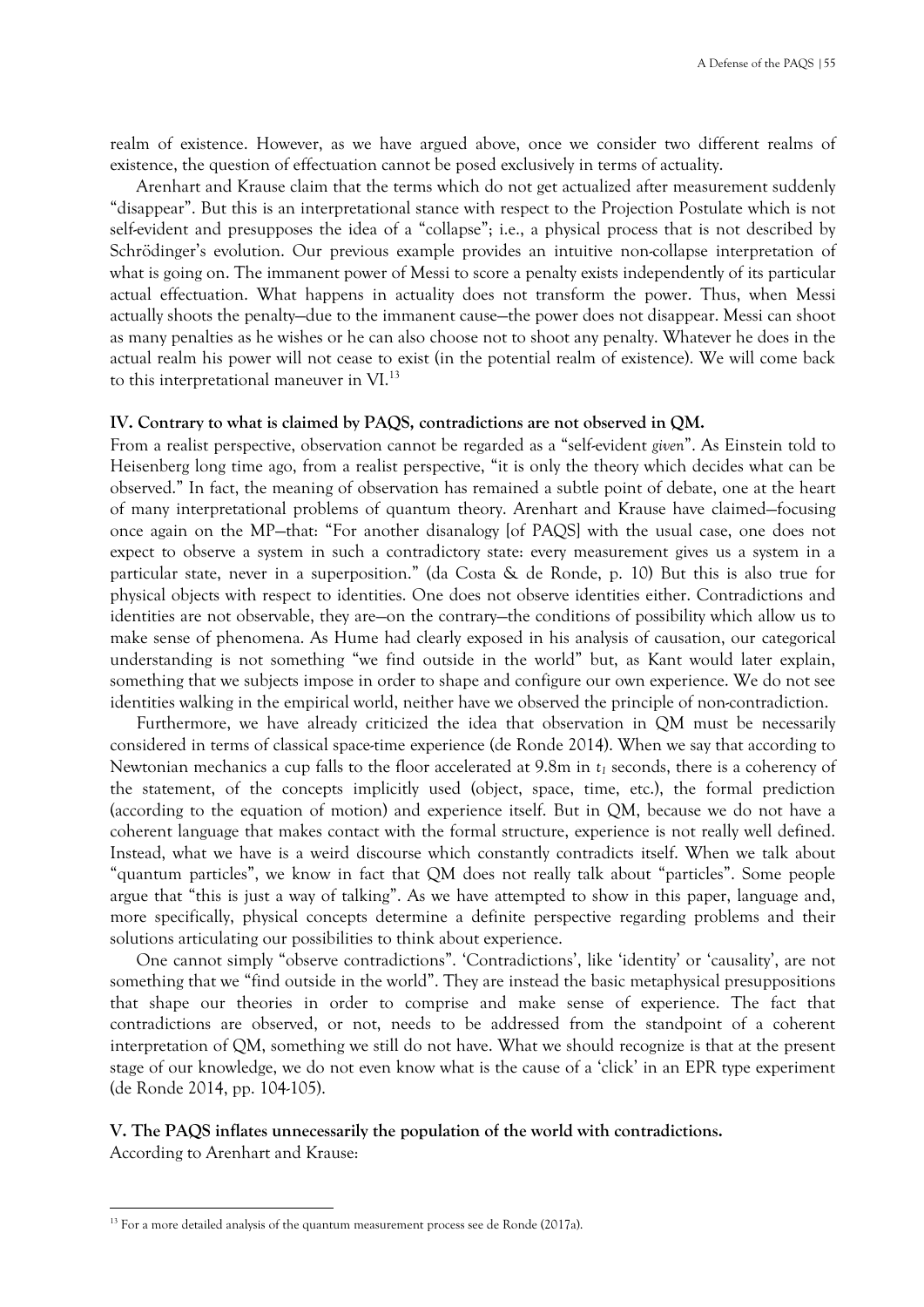realm of existence. However, as we have argued above, once we consider two different realms of existence, the question of effectuation cannot be posed exclusively in terms of actuality.

Arenhart and Krause claim that the terms which do not get actualized after measurement suddenly "disappear". But this is an interpretational stance with respect to the Projection Postulate which is not self-evident and presupposes the idea of a "collapse"; i.e., a physical process that is not described by Schrödinger's evolution. Our previous example provides an intuitive non-collapse interpretation of what is going on. The immanent power of Messi to score a penalty exists independently of its particular actual effectuation. What happens in actuality does not transform the power. Thus, when Messi actually shoots the penalty—due to the immanent cause—the power does not disappear. Messi can shoot as many penalties as he wishes or he can also choose not to shoot any penalty. Whatever he does in the actual realm his power will not cease to exist (in the potential realm of existence). We will come back to this interpretational maneuver in VI.[13]

**IV. Contrary to what is claimed by PAQS, contradictions are not observed in QM.**

From a realist perspective, observation cannot be regarded as a "self-evident *given*". As Einstein told to Heisenberg long time ago, from a realist perspective, "it is only the theory which decides what can be observed." In fact, the meaning of observation has remained a subtle point of debate, one at the heart of many interpretational problems of quantum theory. Arenhart and Krause have claimed—focusing once again on the MP—that: "For another disanalogy [of PAQS] with the usual case, one does not expect to observe a system in such a contradictory state: every measurement gives us a system in a particular state, never in a superposition." (da Costa & de Ronde, p. 10) But this is also true for physical objects with respect to identities. One does not observe identities either. Contradictions and identities are not observable, they are—on the contrary—the conditions of possibility which allow us to make sense of phenomena. As Hume had clearly exposed in his analysis of causation, our categorical understanding is not something "we find outside in the world" but, as Kant would later explain, something that we subjects impose in order to shape and configure our own experience. We do not see identities walking in the empirical world, neither have we observed the principle of non-contradiction.

Furthermore, we have already criticized the idea that observation in QM must be necessarily considered in terms of classical space-time experience (de Ronde 2014). When we say that according to Newtonian mechanics a cup falls to the floor accelerated at 9.8m in $t_1$ seconds, there is a coherency of the statement, of the concepts implicitly used (object, space, time, etc.), the formal prediction (according to the equation of motion) and experience itself. But in QM, because we do not have a coherent language that makes contact with the formal structure, experience is not really well defined. Instead, what we have is a weird discourse which constantly contradicts itself. When we talk about "quantum particles", we know in fact that QM does not really talk about "particles". Some people argue that "this is just a way of talking". As we have attempted to show in this paper, language and, more specifically, physical concepts determine a definite perspective regarding problems and their solutions articulating our possibilities to think about experience.

One cannot simply "observe contradictions". 'Contradictions', like 'identity' or 'causality', are not something that we "find outside in the world". They are instead the basic metaphysical presuppositions that shape our theories in order to comprise and make sense of experience. The fact that contradictions are observed, or not, needs to be addressed from the standpoint of a coherent interpretation of QM, something we still do not have. What we should recognize is that at the present stage of our knowledge, we do not even know what is the cause of a 'click' in an EPR type experiment (de Ronde 2014, pp. 104-105).

**V. The PAQS inflates unnecessarily the population of the world with contradictions.**

According to Arenhart and Krause:

[13] For a more detailed analysis of the quantum measurement process see de Ronde (2017a).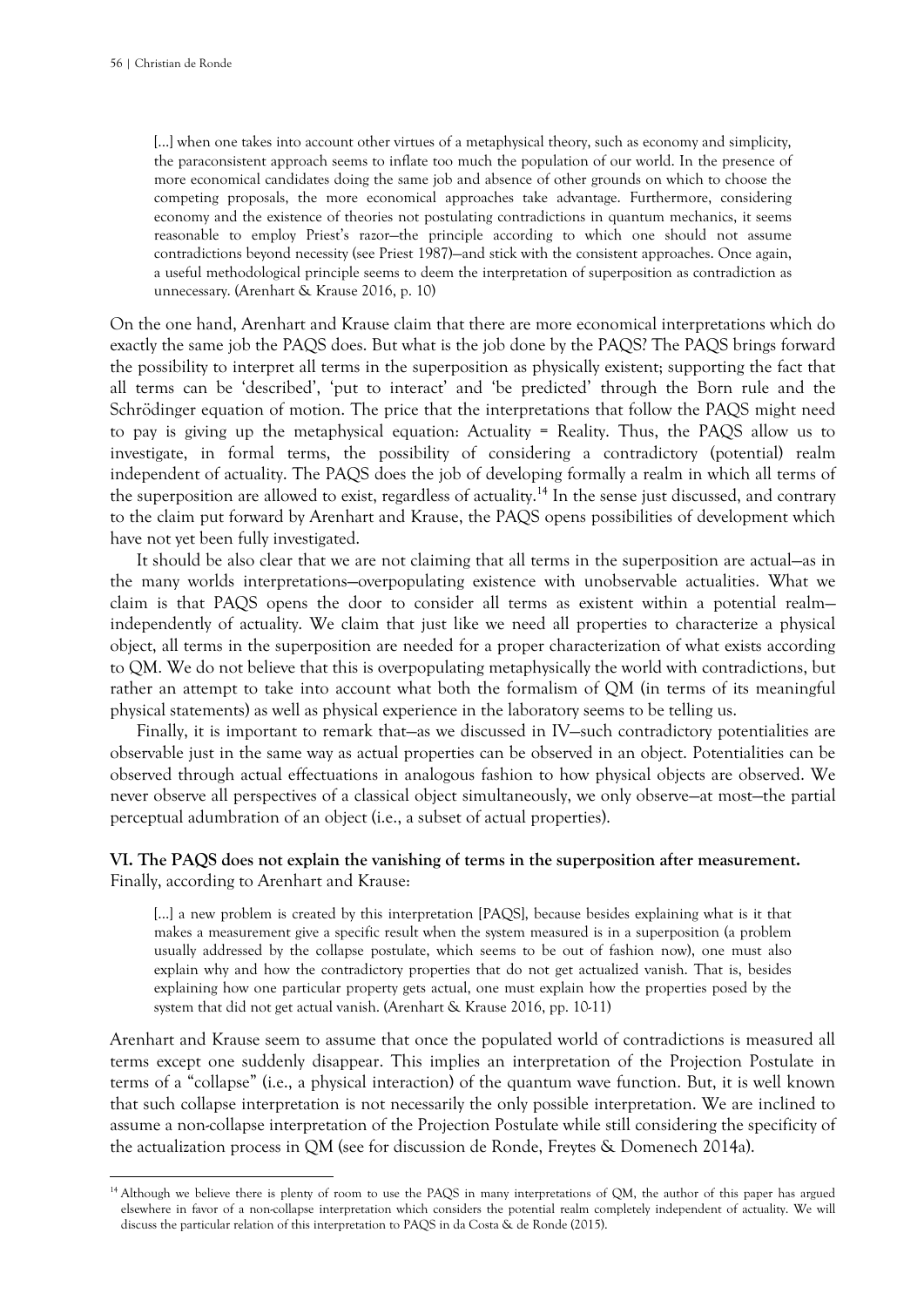> […] when one takes into account other virtues of a metaphysical theory, such as economy and simplicity, the paraconsistent approach seems to inflate too much the population of our world. In the presence of more economical candidates doing the same job and absence of other grounds on which to choose the competing proposals, the more economical approaches take advantage. Furthermore, considering economy and the existence of theories not postulating contradictions in quantum mechanics, it seems reasonable to employ Priest's razor—the principle according to which one should not assume contradictions beyond necessity (see Priest 1987)—and stick with the consistent approaches. Once again, a useful methodological principle seems to deem the interpretation of superposition as contradiction as unnecessary. (Arenhart & Krause 2016, p. 10)

On the one hand, Arenhart and Krause claim that there are more economical interpretations which do exactly the same job the PAQS does. But what is the job done by the PAQS? The PAQS brings forward the possibility to interpret all terms in the superposition as physically existent; supporting the fact that all terms can be 'described', 'put to interact' and 'be predicted' through the Born rule and the Schrödinger equation of motion. The price that the interpretations that follow the PAQS might need to pay is giving up the metaphysical equation: Actuality = Reality. Thus, the PAQS allow us to investigate, in formal terms, the possibility of considering a contradictory (potential) realm independent of actuality. The PAQS does the job of developing formally a realm in which all terms of the superposition are allowed to exist, regardless of actuality.[14] In the sense just discussed, and contrary to the claim put forward by Arenhart and Krause, the PAQS opens possibilities of development which have not yet been fully investigated.

It should be also clear that we are not claiming that all terms in the superposition are actual—as in the many worlds interpretations—overpopulating existence with unobservable actualities. What we claim is that PAQS opens the door to consider all terms as existent within a potential realm—independently of actuality. We claim that just like we need all properties to characterize a physical object, all terms in the superposition are needed for a proper characterization of what exists according to QM. We do not believe that this is overpopulating metaphysically the world with contradictions, but rather an attempt to take into account what both the formalism of QM (in terms of its meaningful physical statements) as well as physical experience in the laboratory seems to be telling us.

Finally, it is important to remark that—as we discussed in IV—such contradictory potentialities are observable just in the same way as actual properties can be observed in an object. Potentialities can be observed through actual effectuations in analogous fashion to how physical objects are observed. We never observe all perspectives of a classical object simultaneously, we only observe—at most—the partial perceptual adumbration of an object (i.e., a subset of actual properties).

**VI. The PAQS does not explain the vanishing of terms in the superposition after measurement.** Finally, according to Arenhart and Krause:

> […] a new problem is created by this interpretation [PAQS], because besides explaining what is it that makes a measurement give a specific result when the system measured is in a superposition (a problem usually addressed by the collapse postulate, which seems to be out of fashion now), one must also explain why and how the contradictory properties that do not get actualized vanish. That is, besides explaining how one particular property gets actual, one must explain how the properties posed by the system that did not get actual vanish. (Arenhart & Krause 2016, pp. 10-11)

Arenhart and Krause seem to assume that once the populated world of contradictions is measured all terms except one suddenly disappear. This implies an interpretation of the Projection Postulate in terms of a "collapse" (i.e., a physical interaction) of the quantum wave function. But, it is well known that such collapse interpretation is not necessarily the only possible interpretation. We are inclined to assume a non-collapse interpretation of the Projection Postulate while still considering the specificity of the actualization process in QM (see for discussion de Ronde, Freytes & Domenech 2014a).

[14] Although we believe there is plenty of room to use the PAQS in many interpretations of QM, the author of this paper has argued elsewhere in favor of a non-collapse interpretation which considers the potential realm completely independent of actuality. We will discuss the particular relation of this interpretation to PAQS in da Costa & de Ronde (2015).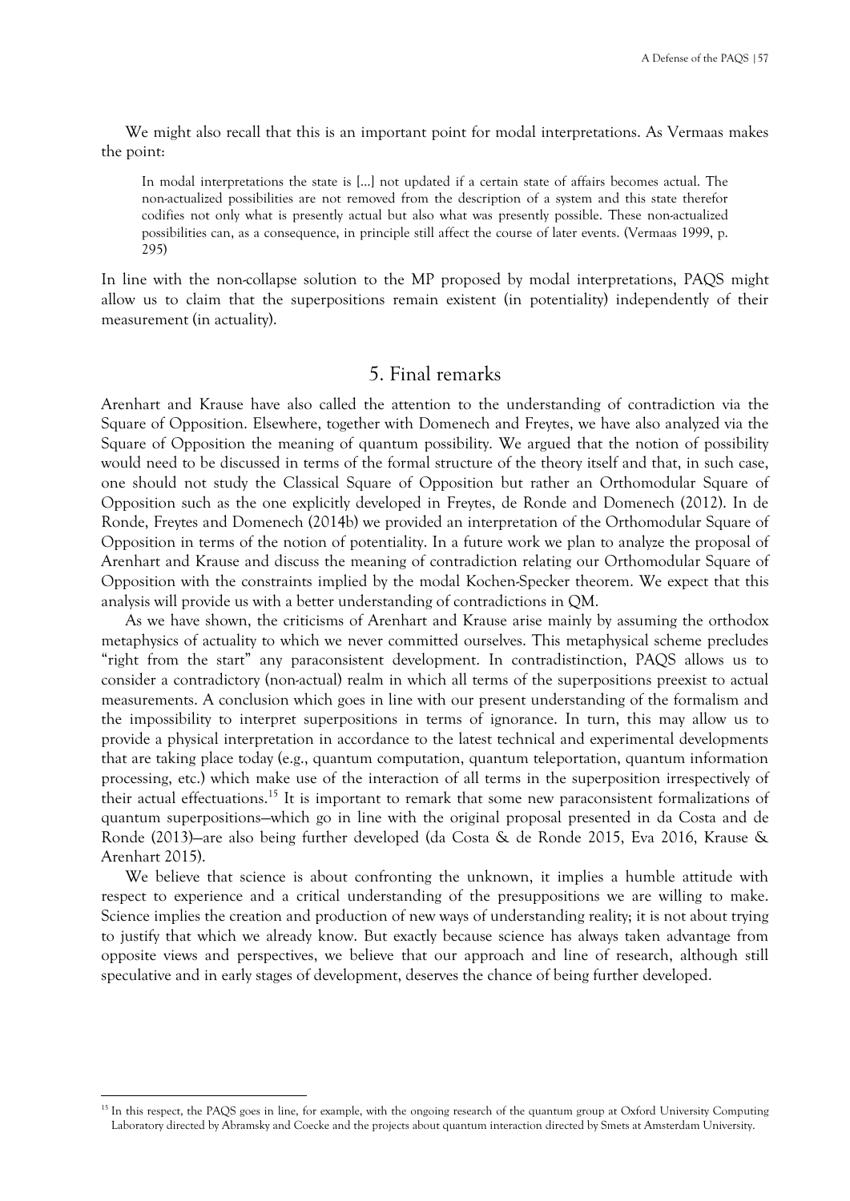We might also recall that this is an important point for modal interpretations. As Vermaas makes the point:

> In modal interpretations the state is [...] not updated if a certain state of affairs becomes actual. The non-actualized possibilities are not removed from the description of a system and this state therefor codifies not only what is presently actual but also what was presently possible. These non-actualized possibilities can, as a consequence, in principle still affect the course of later events. (Vermaas 1999, p. 295)

In line with the non-collapse solution to the MP proposed by modal interpretations, PAQS might allow us to claim that the superpositions remain existent (in potentiality) independently of their measurement (in actuality).

## 5. Final remarks

Arenhart and Krause have also called the attention to the understanding of contradiction via the Square of Opposition. Elsewhere, together with Domenech and Freytes, we have also analyzed via the Square of Opposition the meaning of quantum possibility. We argued that the notion of possibility would need to be discussed in terms of the formal structure of the theory itself and that, in such case, one should not study the Classical Square of Opposition but rather an Orthomodular Square of Opposition such as the one explicitly developed in Freytes, de Ronde and Domenech (2012). In de Ronde, Freytes and Domenech (2014b) we provided an interpretation of the Orthomodular Square of Opposition in terms of the notion of potentiality. In a future work we plan to analyze the proposal of Arenhart and Krause and discuss the meaning of contradiction relating our Orthomodular Square of Opposition with the constraints implied by the modal Kochen-Specker theorem. We expect that this analysis will provide us with a better understanding of contradictions in QM.

As we have shown, the criticisms of Arenhart and Krause arise mainly by assuming the orthodox metaphysics of actuality to which we never committed ourselves. This metaphysical scheme precludes "right from the start" any paraconsistent development. In contradistinction, PAQS allows us to consider a contradictory (non-actual) realm in which all terms of the superpositions preexist to actual measurements. A conclusion which goes in line with our present understanding of the formalism and the impossibility to interpret superpositions in terms of ignorance. In turn, this may allow us to provide a physical interpretation in accordance to the latest technical and experimental developments that are taking place today (e.g., quantum computation, quantum teleportation, quantum information processing, etc.) which make use of the interaction of all terms in the superposition irrespectively of their actual effectuations.[15] It is important to remark that some new paraconsistent formalizations of quantum superpositions—which go in line with the original proposal presented in da Costa and de Ronde (2013)—are also being further developed (da Costa & de Ronde 2015, Eva 2016, Krause & Arenhart 2015).

We believe that science is about confronting the unknown, it implies a humble attitude with respect to experience and a critical understanding of the presuppositions we are willing to make. Science implies the creation and production of new ways of understanding reality; it is not about trying to justify that which we already know. But exactly because science has always taken advantage from opposite views and perspectives, we believe that our approach and line of research, although still speculative and in early stages of development, deserves the chance of being further developed.

---

[15] In this respect, the PAQS goes in line, for example, with the ongoing research of the quantum group at Oxford University Computing Laboratory directed by Abramsky and Coecke and the projects about quantum interaction directed by Smets at Amsterdam University.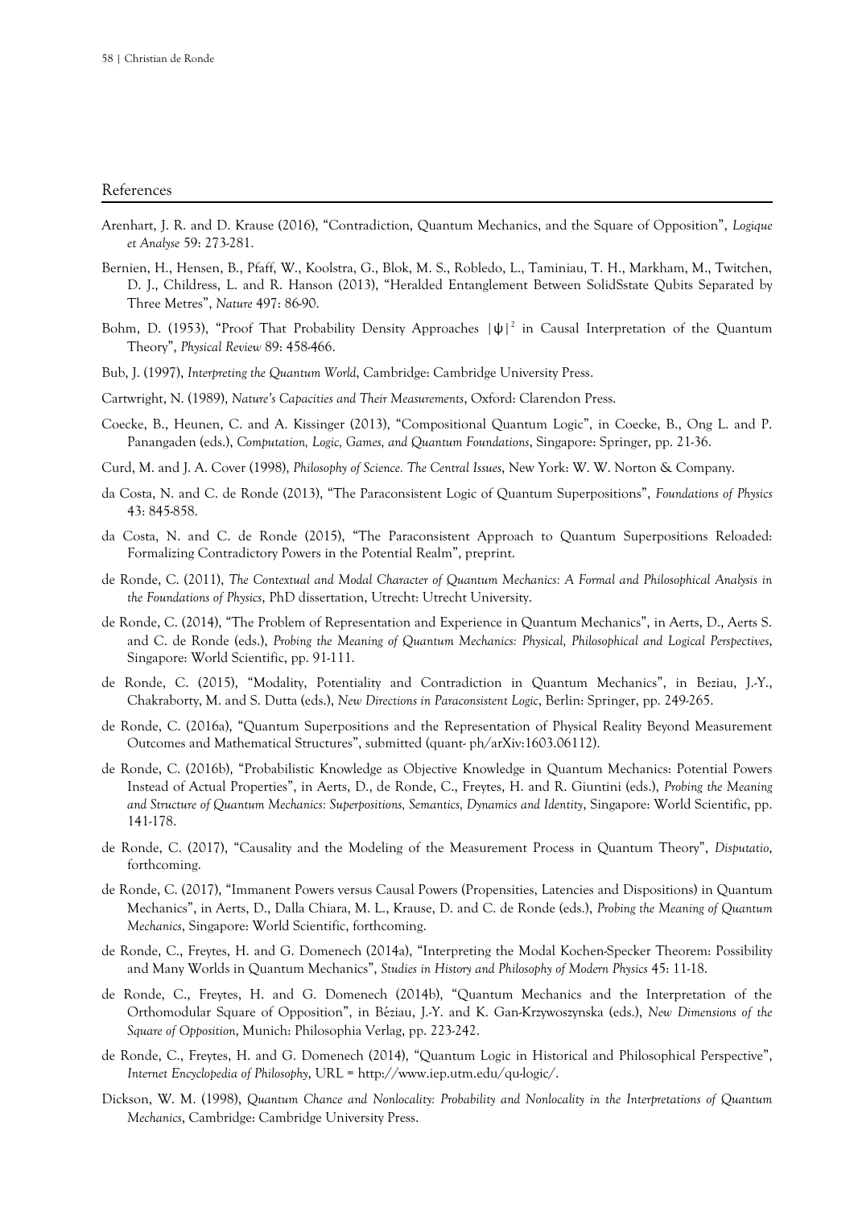## References

Arenhart, J. R. and D. Krause (2016), "Contradiction, Quantum Mechanics, and the Square of Opposition", *Logique et Analyse* 59: 273-281.

Bernien, H., Hensen, B., Pfaff, W., Koolstra, G., Blok, M. S., Robledo, L., Taminiau, T. H., Markham, M., Twitchen, D. J., Childress, L. and R. Hanson (2013), "Heralded Entanglement Between SolidSstate Qubits Separated by Three Metres", *Nature* 497: 86-90.

Bohm, D. (1953), "Proof That Probability Density Approaches $|\psi|^2$ in Causal Interpretation of the Quantum Theory", *Physical Review* 89: 458-466.

Bub, J. (1997), *Interpreting the Quantum World*, Cambridge: Cambridge University Press.

Cartwright, N. (1989), *Nature's Capacities and Their Measurements*, Oxford: Clarendon Press.

Coecke, B., Heunen, C. and A. Kissinger (2013), "Compositional Quantum Logic", in Coecke, B., Ong L. and P. Panangaden (eds.), *Computation, Logic, Games, and Quantum Foundations*, Singapore: Springer, pp. 21-36.

Curd, M. and J. A. Cover (1998), *Philosophy of Science. The Central Issues*, New York: W. W. Norton & Company.

da Costa, N. and C. de Ronde (2013), "The Paraconsistent Logic of Quantum Superpositions", *Foundations of Physics* 43: 845-858.

da Costa, N. and C. de Ronde (2015), "The Paraconsistent Approach to Quantum Superpositions Reloaded: Formalizing Contradictory Powers in the Potential Realm", preprint.

de Ronde, C. (2011), *The Contextual and Modal Character of Quantum Mechanics: A Formal and Philosophical Analysis in the Foundations of Physics*, PhD dissertation, Utrecht: Utrecht University.

de Ronde, C. (2014), "The Problem of Representation and Experience in Quantum Mechanics", in Aerts, D., Aerts S. and C. de Ronde (eds.), *Probing the Meaning of Quantum Mechanics: Physical, Philosophical and Logical Perspectives*, Singapore: World Scientific, pp. 91-111.

de Ronde, C. (2015), "Modality, Potentiality and Contradiction in Quantum Mechanics", in Beziau, J.-Y., Chakraborty, M. and S. Dutta (eds.), *New Directions in Paraconsistent Logic*, Berlin: Springer, pp. 249-265.

de Ronde, C. (2016a), "Quantum Superpositions and the Representation of Physical Reality Beyond Measurement Outcomes and Mathematical Structures", submitted (quant- ph/arXiv:1603.06112).

de Ronde, C. (2016b), "Probabilistic Knowledge as Objective Knowledge in Quantum Mechanics: Potential Powers Instead of Actual Properties", in Aerts, D., de Ronde, C., Freytes, H. and R. Giuntini (eds.), *Probing the Meaning and Structure of Quantum Mechanics: Superpositions, Semantics, Dynamics and Identity*, Singapore: World Scientific, pp. 141-178.

de Ronde, C. (2017), "Causality and the Modeling of the Measurement Process in Quantum Theory", *Disputatio*, forthcoming.

de Ronde, C. (2017), "Immanent Powers versus Causal Powers (Propensities, Latencies and Dispositions) in Quantum Mechanics", in Aerts, D., Dalla Chiara, M. L., Krause, D. and C. de Ronde (eds.), *Probing the Meaning of Quantum Mechanics*, Singapore: World Scientific, forthcoming.

de Ronde, C., Freytes, H. and G. Domenech (2014a), "Interpreting the Modal Kochen-Specker Theorem: Possibility and Many Worlds in Quantum Mechanics", *Studies in History and Philosophy of Modern Physics* 45: 11-18.

de Ronde, C., Freytes, H. and G. Domenech (2014b), "Quantum Mechanics and the Interpretation of the Orthomodular Square of Opposition", in Béziau, J.-Y. and K. Gan-Krzywoszynska (eds.), *New Dimensions of the Square of Opposition*, Munich: Philosophia Verlag, pp. 223-242.

de Ronde, C., Freytes, H. and G. Domenech (2014), "Quantum Logic in Historical and Philosophical Perspective", *Internet Encyclopedia of Philosophy*, URL = http://www.iep.utm.edu/qu-logic/.

Dickson, W. M. (1998), *Quantum Chance and Nonlocality: Probability and Nonlocality in the Interpretations of Quantum Mechanics*, Cambridge: Cambridge University Press.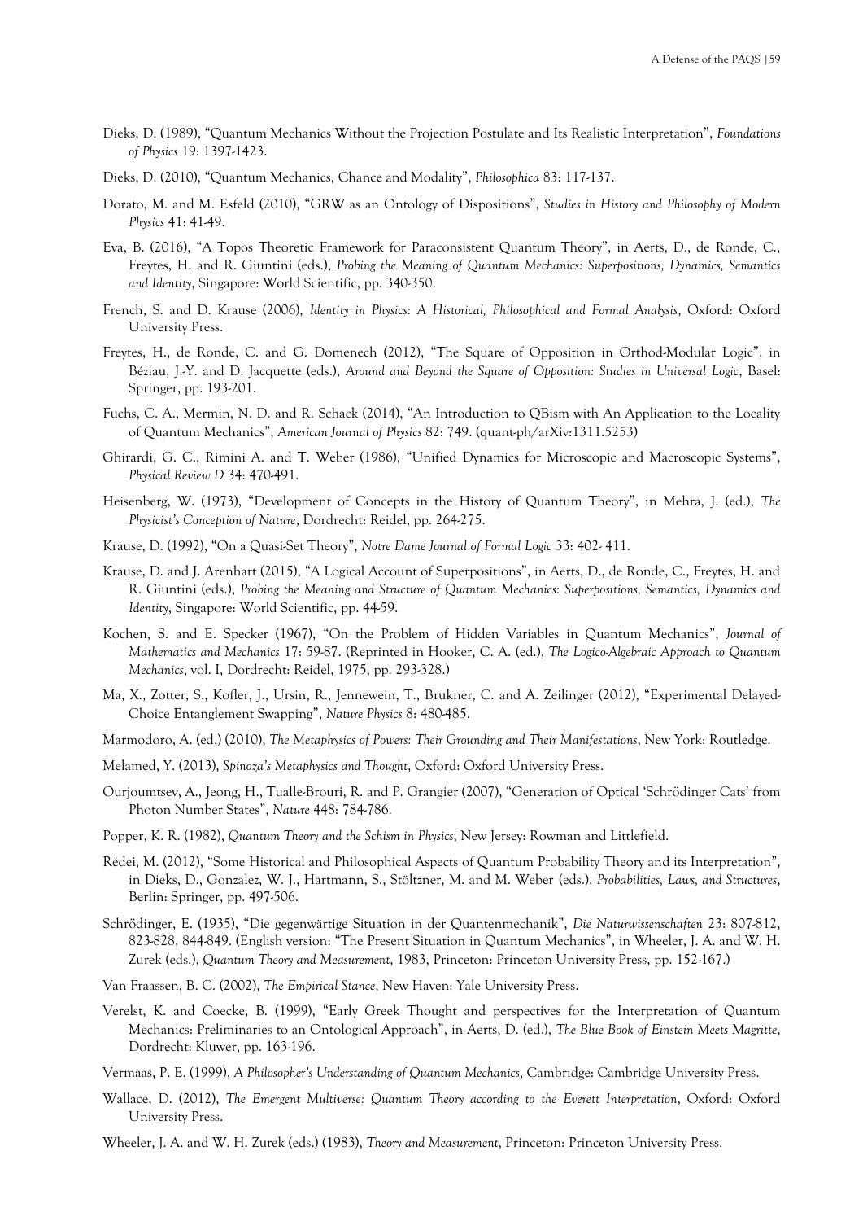Dieks, D. (1989), "Quantum Mechanics Without the Projection Postulate and Its Realistic Interpretation", *Foundations of Physics* 19: 1397-1423.

Dieks, D. (2010), "Quantum Mechanics, Chance and Modality", *Philosophica* 83: 117-137.

Dorato, M. and M. Esfeld (2010), "GRW as an Ontology of Dispositions", *Studies in History and Philosophy of Modern Physics* 41: 41-49.

Eva, B. (2016), "A Topos Theoretic Framework for Paraconsistent Quantum Theory", in Aerts, D., de Ronde, C., Freytes, H. and R. Giuntini (eds.), *Probing the Meaning of Quantum Mechanics: Superpositions, Dynamics, Semantics and Identity*, Singapore: World Scientific, pp. 340-350.

French, S. and D. Krause (2006), *Identity in Physics: A Historical, Philosophical and Formal Analysis*, Oxford: Oxford University Press.

Freytes, H., de Ronde, C. and G. Domenech (2012), "The Square of Opposition in Orthod-Modular Logic", in Béziau, J.-Y. and D. Jacquette (eds.), *Around and Beyond the Square of Opposition: Studies in Universal Logic*, Basel: Springer, pp. 193-201.

Fuchs, C. A., Mermin, N. D. and R. Schack (2014), "An Introduction to QBism with An Application to the Locality of Quantum Mechanics", *American Journal of Physics* 82: 749. (quant-ph/arXiv:1311.5253)

Ghirardi, G. C., Rimini A. and T. Weber (1986), "Unified Dynamics for Microscopic and Macroscopic Systems", *Physical Review D* 34: 470-491.

Heisenberg, W. (1973), "Development of Concepts in the History of Quantum Theory", in Mehra, J. (ed.), *The Physicist's Conception of Nature*, Dordrecht: Reidel, pp. 264-275.

Krause, D. (1992), "On a Quasi-Set Theory", *Notre Dame Journal of Formal Logic* 33: 402- 411.

Krause, D. and J. Arenhart (2015), "A Logical Account of Superpositions", in Aerts, D., de Ronde, C., Freytes, H. and R. Giuntini (eds.), *Probing the Meaning and Structure of Quantum Mechanics: Superpositions, Semantics, Dynamics and Identity*, Singapore: World Scientific, pp. 44-59.

Kochen, S. and E. Specker (1967), "On the Problem of Hidden Variables in Quantum Mechanics", *Journal of Mathematics and Mechanics* 17: 59-87. (Reprinted in Hooker, C. A. (ed.), *The Logico-Algebraic Approach to Quantum Mechanics*, vol. I, Dordrecht: Reidel, 1975, pp. 293-328.)

Ma, X., Zotter, S., Kofler, J., Ursin, R., Jennewein, T., Brukner, C. and A. Zeilinger (2012), "Experimental Delayed-Choice Entanglement Swapping", *Nature Physics* 8: 480-485.

Marmodoro, A. (ed.) (2010), *The Metaphysics of Powers: Their Grounding and Their Manifestations*, New York: Routledge.

Melamed, Y. (2013), *Spinoza's Metaphysics and Thought*, Oxford: Oxford University Press.

Ourjoumtsev, A., Jeong, H., Tualle-Brouri, R. and P. Grangier (2007), "Generation of Optical 'Schrödinger Cats' from Photon Number States", *Nature* 448: 784-786.

Popper, K. R. (1982), *Quantum Theory and the Schism in Physics*, New Jersey: Rowman and Littlefield.

Rédei, M. (2012), "Some Historical and Philosophical Aspects of Quantum Probability Theory and its Interpretation", in Dieks, D., Gonzalez, W. J., Hartmann, S., Stöltzner, M. and M. Weber (eds.), *Probabilities, Laws, and Structures*, Berlin: Springer, pp. 497-506.

Schrödinger, E. (1935), "Die gegenwärtige Situation in der Quantenmechanik", *Die Naturwissenschaften* 23: 807-812, 823-828, 844-849. (English version: "The Present Situation in Quantum Mechanics", in Wheeler, J. A. and W. H. Zurek (eds.), *Quantum Theory and Measurement*, 1983, Princeton: Princeton University Press, pp. 152-167.)

Van Fraassen, B. C. (2002), *The Empirical Stance*, New Haven: Yale University Press.

Verelst, K. and Coecke, B. (1999), "Early Greek Thought and perspectives for the Interpretation of Quantum Mechanics: Preliminaries to an Ontological Approach", in Aerts, D. (ed.), *The Blue Book of Einstein Meets Magritte*, Dordrecht: Kluwer, pp. 163-196.

Vermaas, P. E. (1999), *A Philosopher's Understanding of Quantum Mechanics*, Cambridge: Cambridge University Press.

Wallace, D. (2012), *The Emergent Multiverse: Quantum Theory according to the Everett Interpretation*, Oxford: Oxford University Press.

Wheeler, J. A. and W. H. Zurek (eds.) (1983), *Theory and Measurement*, Princeton: Princeton University Press.